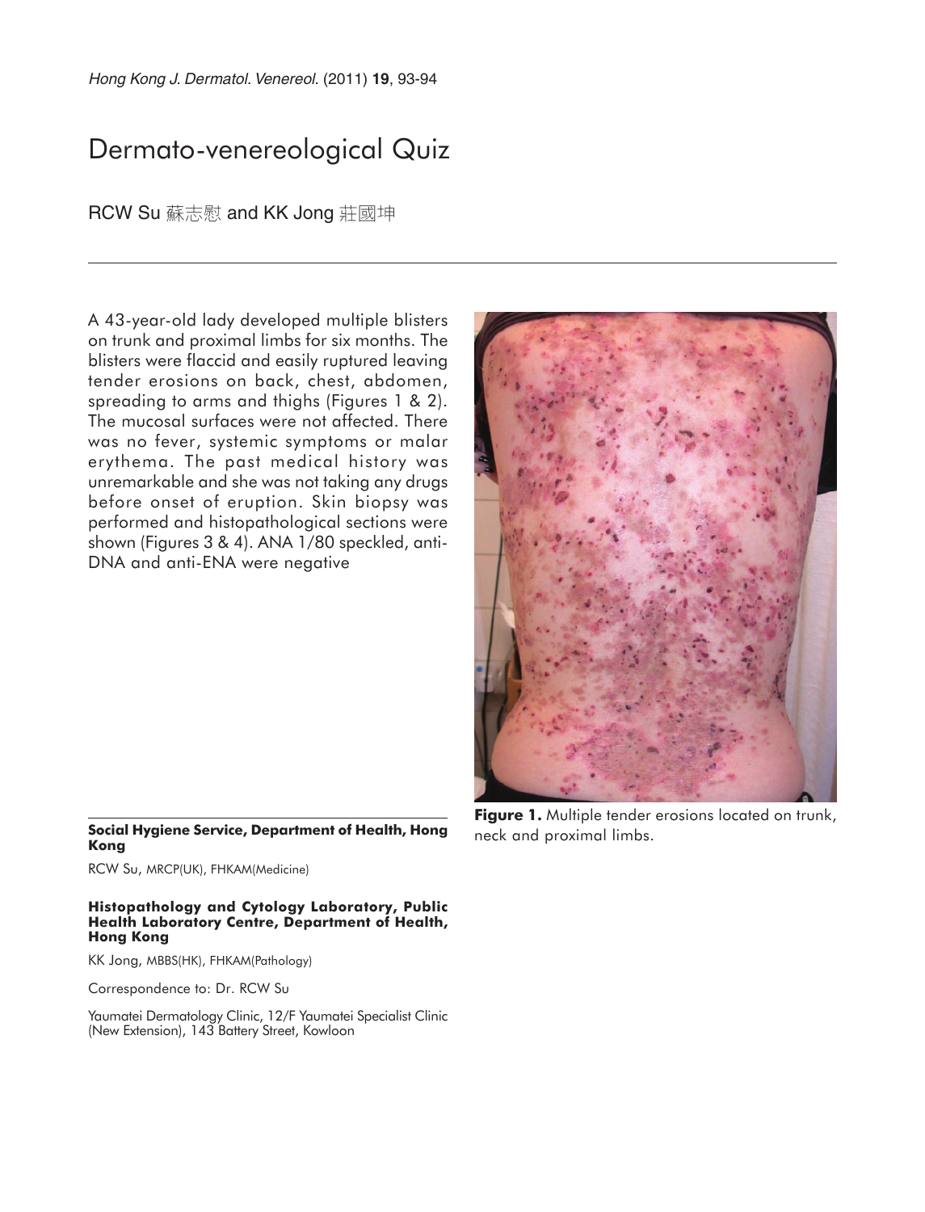# Dermato-venereological Quiz

RCW Su 蘇志慰 and KK Jong 莊國坤

A 43-year-old lady developed multiple blisters on trunk and proximal limbs for six months. The blisters were flaccid and easily ruptured leaving tender erosions on back, chest, abdomen, spreading to arms and thighs (Figures 1 & 2). The mucosal surfaces were not affected. There was no fever, systemic symptoms or malar erythema. The past medical history was unremarkable and she was not taking any drugs before onset of eruption. Skin biopsy was performed and histopathological sections were shown (Figures 3 & 4). ANA 1/80 speckled, anti-DNA and anti-ENA were negative

**Figure 1.** Multiple tender erosions located on trunk, neck and proximal limbs.

**Social Hygiene Service, Department of Health, Hong Kong**

RCW Su, MRCP(UK), FHKAM(Medicine)

**Histopathology and Cytology Laboratory, Public Health Laboratory Centre, Department of Health, Hong Kong**

KK Jong, MBBS(HK), FHKAM(Pathology)

Correspondence to: Dr. RCW Su

Yaumatei Dermatology Clinic, 12/F Yaumatei Specialist Clinic (New Extension), 143 Battery Street, Kowloon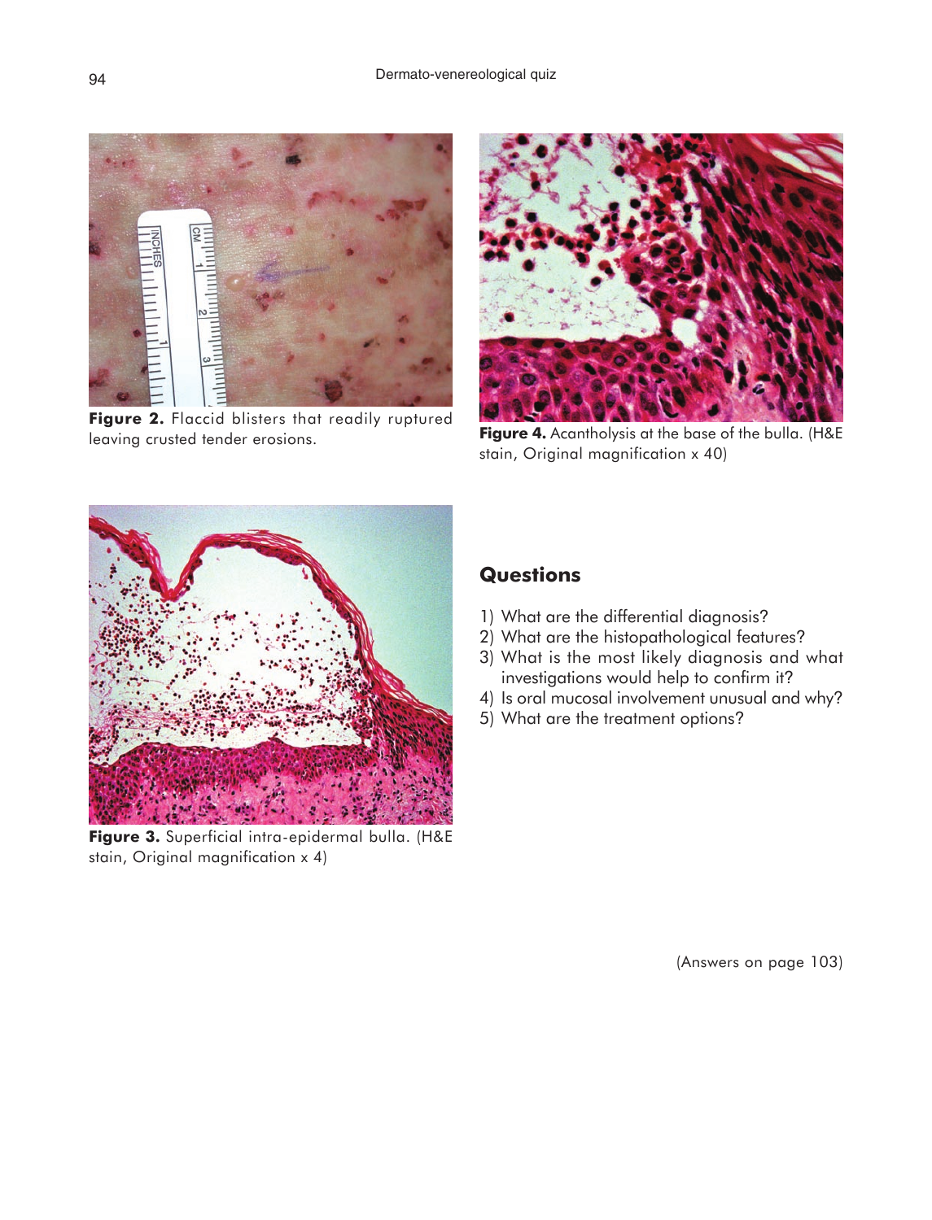Figure 2. Flaccid blisters that readily ruptured leaving crusted tender erosions.

Figure 4. Acantholysis at the base of the bulla. (H&E stain, Original magnification x 40)

Figure 3. Superficial intra-epidermal bulla. (H&E stain, Original magnification x 4)

## Questions

1) What are the differential diagnosis?
2) What are the histopathological features?
3) What is the most likely diagnosis and what investigations would help to confirm it?
4) Is oral mucosal involvement unusual and why?
5) What are the treatment options?

(Answers on page 103)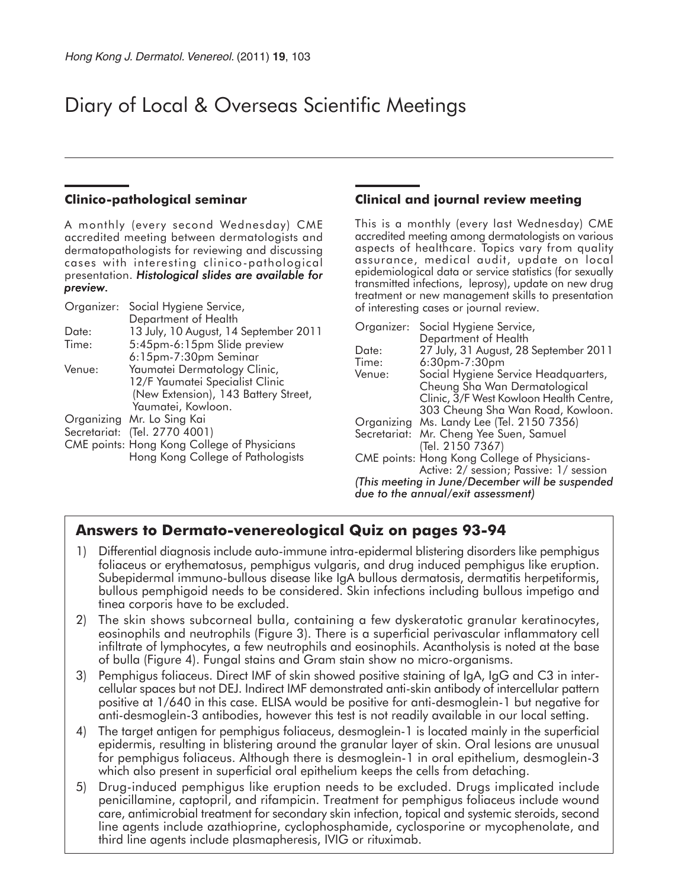# Diary of Local & Overseas Scientific Meetings

## Clinico-pathological seminar

A monthly (every second Wednesday) CME accredited meeting between dermatologists and dermatopathologists for reviewing and discussing cases with interesting clinico-pathological presentation. ***Histological slides are available for preview.***

| | |
|---|---|
| Organizer: | Social Hygiene Service, Department of Health |
| Date: | 13 July, 10 August, 14 September 2011 |
| Time: | 5:45pm-6:15pm Slide preview<br>6:15pm-7:30pm Seminar |
| Venue: | Yaumatei Dermatology Clinic, 12/F Yaumatei Specialist Clinic (New Extension), 143 Battery Street, Yaumatei, Kowloon. |
| Organizing Secretariat: | Mr. Lo Sing Kai (Tel. 2770 4001) |
| CME points: | Hong Kong College of Physicians<br>Hong Kong College of Pathologists |

## Clinical and journal review meeting

This is a monthly (every last Wednesday) CME accredited meeting among dermatologists on various aspects of healthcare. Topics vary from quality assurance, medical audit, update on local epidemiological data or service statistics (for sexually transmitted infections, leprosy), update on new drug treatment or new management skills to presentation of interesting cases or journal review.

| | |
|---|---|
| Organizer: | Social Hygiene Service, Department of Health |
| Date: | 27 July, 31 August, 28 September 2011 |
| Time: | 6:30pm-7:30pm |
| Venue: | Social Hygiene Service Headquarters, Cheung Sha Wan Dermatological Clinic, 3/F West Kowloon Health Centre, 303 Cheung Sha Wan Road, Kowloon. |
| Organizing Secretariat: | Ms. Landy Lee (Tel. 2150 7356)<br>Mr. Cheng Yee Suen, Samuel (Tel. 2150 7367) |
| CME points: | Hong Kong College of Physicians- Active: 2/ session; Passive: 1/ session |

*(This meeting in June/December will be suspended due to the annual/exit assessment)*

## Answers to Dermato-venereological Quiz on pages 93-94

1) Differential diagnosis include auto-immune intra-epidermal blistering disorders like pemphigus foliaceus or erythematosus, pemphigus vulgaris, and drug induced pemphigus like eruption. Subepidermal immuno-bullous disease like IgA bullous dermatosis, dermatitis herpetiformis, bullous pemphigoid needs to be considered. Skin infections including bullous impetigo and tinea corporis have to be excluded.
2) The skin shows subcorneal bulla, containing a few dyskeratotic granular keratinocytes, eosinophils and neutrophils (Figure 3). There is a superficial perivascular inflammatory cell infiltrate of lymphocytes, a few neutrophils and eosinophils. Acantholysis is noted at the base of bulla (Figure 4). Fungal stains and Gram stain show no micro-organisms.
3) Pemphigus foliaceus. Direct IMF of skin showed positive staining of IgA, IgG and C3 in intercellular spaces but not DEJ. Indirect IMF demonstrated anti-skin antibody of intercellular pattern positive at 1/640 in this case. ELISA would be positive for anti-desmoglein-1 but negative for anti-desmoglein-3 antibodies, however this test is not readily available in our local setting.
4) The target antigen for pemphigus foliaceus, desmoglein-1 is located mainly in the superficial epidermis, resulting in blistering around the granular layer of skin. Oral lesions are unusual for pemphigus foliaceus. Although there is desmoglein-1 in oral epithelium, desmoglein-3 which also present in superficial oral epithelium keeps the cells from detaching.
5) Drug-induced pemphigus like eruption needs to be excluded. Drugs implicated include penicillamine, captopril, and rifampicin. Treatment for pemphigus foliaceus include wound care, antimicrobial treatment for secondary skin infection, topical and systemic steroids, second line agents include azathioprine, cyclophosphamide, cyclosporine or mycophenolate, and third line agents include plasmapheresis, IVIG or rituximab.